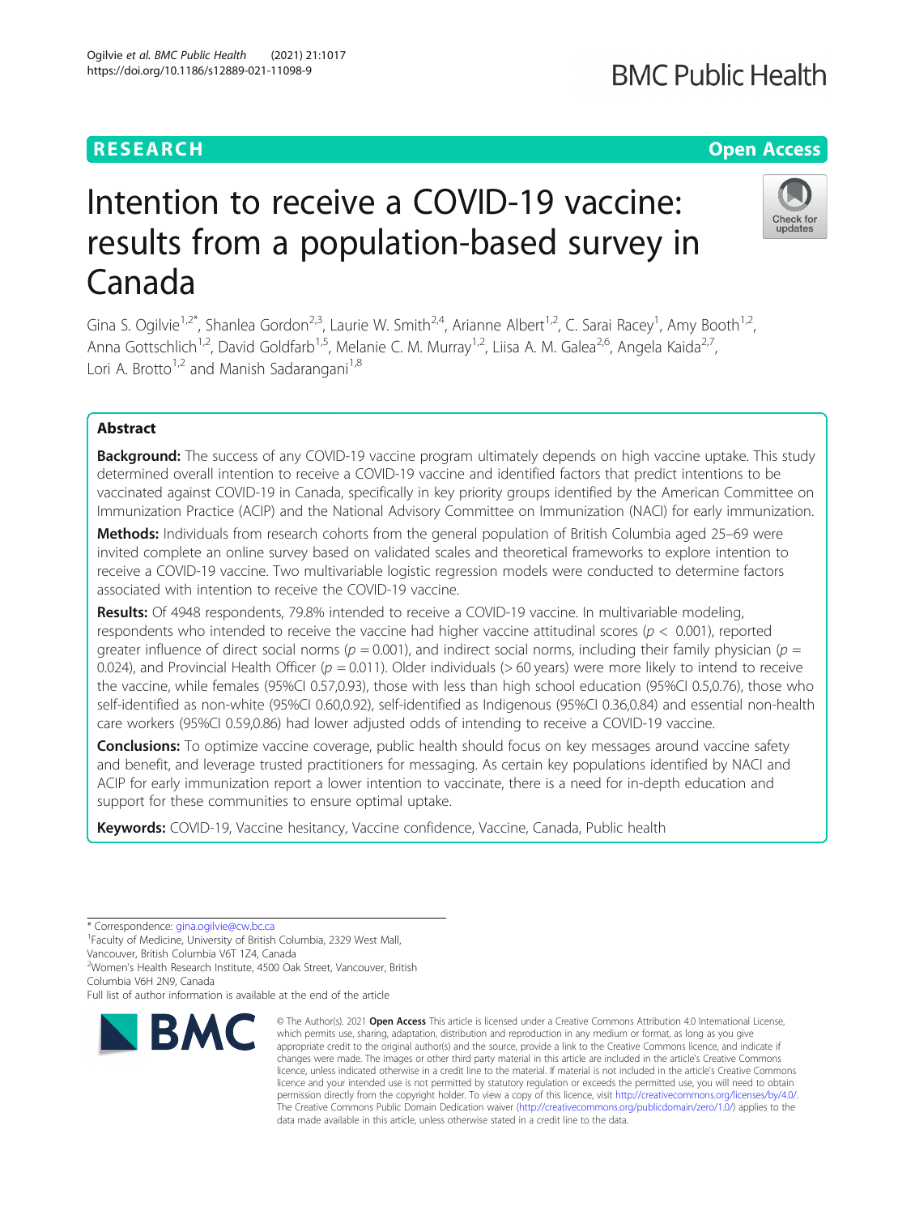RESEARCH

Open Access

# Intention to receive a COVID-19 vaccine: results from a population-based survey in Canada

Gina S. Ogilvie[1,2*], Shanlea Gordon[2,3], Laurie W. Smith[2,4], Arianne Albert[1,2], C. Sarai Racey[1], Amy Booth[1,2], Anna Gottschlich[1,2], David Goldfarb[1,5], Melanie C. M. Murray[1,2], Liisa A. M. Galea[2,6], Angela Kaida[2,7], Lori A. Brotto[1,2] and Manish Sadarangani[1,8]

## Abstract

**Background:** The success of any COVID-19 vaccine program ultimately depends on high vaccine uptake. This study determined overall intention to receive a COVID-19 vaccine and identified factors that predict intentions to be vaccinated against COVID-19 in Canada, specifically in key priority groups identified by the American Committee on Immunization Practice (ACIP) and the National Advisory Committee on Immunization (NACI) for early immunization.

**Methods:** Individuals from research cohorts from the general population of British Columbia aged 25–69 were invited complete an online survey based on validated scales and theoretical frameworks to explore intention to receive a COVID-19 vaccine. Two multivariable logistic regression models were conducted to determine factors associated with intention to receive the COVID-19 vaccine.

**Results:** Of 4948 respondents, 79.8% intended to receive a COVID-19 vaccine. In multivariable modeling, respondents who intended to receive the vaccine had higher vaccine attitudinal scores ($p < 0.001$), reported greater influence of direct social norms ($p = 0.001$), and indirect social norms, including their family physician ($p = 0.024$), and Provincial Health Officer ($p = 0.011$). Older individuals (> 60 years) were more likely to intend to receive the vaccine, while females (95%CI 0.57,0.93), those with less than high school education (95%CI 0.5,0.76), those who self-identified as non-white (95%CI 0.60,0.92), self-identified as Indigenous (95%CI 0.36,0.84) and essential non-health care workers (95%CI 0.59,0.86) had lower adjusted odds of intending to receive a COVID-19 vaccine.

**Conclusions:** To optimize vaccine coverage, public health should focus on key messages around vaccine safety and benefit, and leverage trusted practitioners for messaging. As certain key populations identified by NACI and ACIP for early immunization report a lower intention to vaccinate, there is a need for in-depth education and support for these communities to ensure optimal uptake.

**Keywords:** COVID-19, Vaccine hesitancy, Vaccine confidence, Vaccine, Canada, Public health

---

\* Correspondence: gina.ogilvie@cw.bc.ca
[1]Faculty of Medicine, University of British Columbia, 2329 West Mall, Vancouver, British Columbia V6T 1Z4, Canada
[2]Women's Health Research Institute, 4500 Oak Street, Vancouver, British Columbia V6H 2N9, Canada
Full list of author information is available at the end of the article

© The Author(s). 2021 **Open Access** This article is licensed under a Creative Commons Attribution 4.0 International License, which permits use, sharing, adaptation, distribution and reproduction in any medium or format, as long as you give appropriate credit to the original author(s) and the source, provide a link to the Creative Commons licence, and indicate if changes were made. The images or other third party material in this article are included in the article's Creative Commons licence, unless indicated otherwise in a credit line to the material. If material is not included in the article's Creative Commons licence and your intended use is not permitted by statutory regulation or exceeds the permitted use, you will need to obtain permission directly from the copyright holder. To view a copy of this licence, visit http://creativecommons.org/licenses/by/4.0/. The Creative Commons Public Domain Dedication waiver (http://creativecommons.org/publicdomain/zero/1.0/) applies to the data made available in this article, unless otherwise stated in a credit line to the data.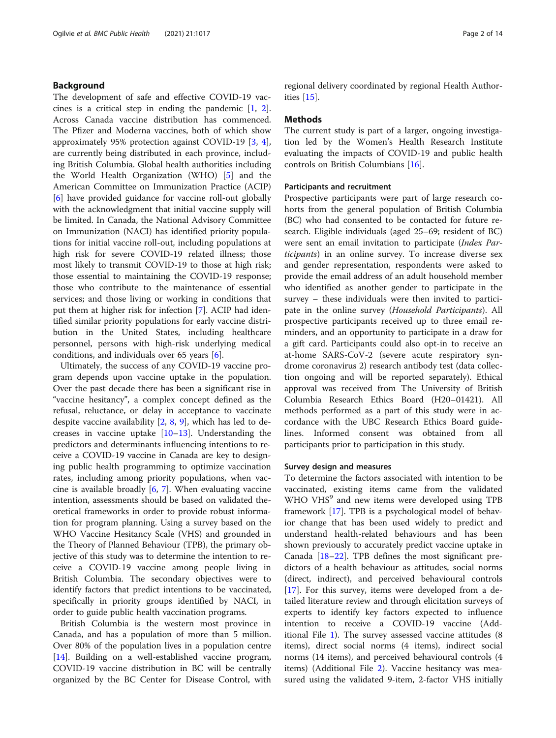## Background

The development of safe and effective COVID-19 vaccines is a critical step in ending the pandemic [1, 2]. Across Canada vaccine distribution has commenced. The Pfizer and Moderna vaccines, both of which show approximately 95% protection against COVID-19 [3, 4], are currently being distributed in each province, including British Columbia. Global health authorities including the World Health Organization (WHO) [5] and the American Committee on Immunization Practice (ACIP) [6] have provided guidance for vaccine roll-out globally with the acknowledgment that initial vaccine supply will be limited. In Canada, the National Advisory Committee on Immunization (NACI) has identified priority populations for initial vaccine roll-out, including populations at high risk for severe COVID-19 related illness; those most likely to transmit COVID-19 to those at high risk; those essential to maintaining the COVID-19 response; those who contribute to the maintenance of essential services; and those living or working in conditions that put them at higher risk for infection [7]. ACIP had identified similar priority populations for early vaccine distribution in the United States, including healthcare personnel, persons with high-risk underlying medical conditions, and individuals over 65 years [6].

Ultimately, the success of any COVID-19 vaccine program depends upon vaccine uptake in the population. Over the past decade there has been a significant rise in "vaccine hesitancy", a complex concept defined as the refusal, reluctance, or delay in acceptance to vaccinate despite vaccine availability [2, 8, 9], which has led to decreases in vaccine uptake [10–13]. Understanding the predictors and determinants influencing intentions to receive a COVID-19 vaccine in Canada are key to designing public health programming to optimize vaccination rates, including among priority populations, when vaccine is available broadly [6, 7]. When evaluating vaccine intention, assessments should be based on validated theoretical frameworks in order to provide robust information for program planning. Using a survey based on the WHO Vaccine Hesitancy Scale (VHS) and grounded in the Theory of Planned Behaviour (TPB), the primary objective of this study was to determine the intention to receive a COVID-19 vaccine among people living in British Columbia. The secondary objectives were to identify factors that predict intentions to be vaccinated, specifically in priority groups identified by NACI, in order to guide public health vaccination programs.

British Columbia is the western most province in Canada, and has a population of more than 5 million. Over 80% of the population lives in a population centre [14]. Building on a well-established vaccine program, COVID-19 vaccine distribution in BC will be centrally organized by the BC Center for Disease Control, with regional delivery coordinated by regional Health Authorities [15].

## Methods

The current study is part of a larger, ongoing investigation led by the Women's Health Research Institute evaluating the impacts of COVID-19 and public health controls on British Columbians [16].

### Participants and recruitment

Prospective participants were part of large research cohorts from the general population of British Columbia (BC) who had consented to be contacted for future research. Eligible individuals (aged 25–69; resident of BC) were sent an email invitation to participate (*Index Participants*) in an online survey. To increase diverse sex and gender representation, respondents were asked to provide the email address of an adult household member who identified as another gender to participate in the survey – these individuals were then invited to participate in the online survey (*Household Participants*). All prospective participants received up to three email reminders, and an opportunity to participate in a draw for a gift card. Participants could also opt-in to receive an at-home SARS-CoV-2 (severe acute respiratory syndrome coronavirus 2) research antibody test (data collection ongoing and will be reported separately). Ethical approval was received from The University of British Columbia Research Ethics Board (H20–01421). All methods performed as a part of this study were in accordance with the UBC Research Ethics Board guidelines. Informed consent was obtained from all participants prior to participation in this study.

### Survey design and measures

To determine the factors associated with intention to be vaccinated, existing items came from the validated WHO VHS[9] and new items were developed using TPB framework [17]. TPB is a psychological model of behavior change that has been used widely to predict and understand health-related behaviours and has been shown previously to accurately predict vaccine uptake in Canada [18–22]. TPB defines the most significant predictors of a health behaviour as attitudes, social norms (direct, indirect), and perceived behavioural controls [17]. For this survey, items were developed from a detailed literature review and through elicitation surveys of experts to identify key factors expected to influence intention to receive a COVID-19 vaccine (Additional File 1). The survey assessed vaccine attitudes (8 items), direct social norms (4 items), indirect social norms (14 items), and perceived behavioural controls (4 items) (Additional File 2). Vaccine hesitancy was measured using the validated 9-item, 2-factor VHS initially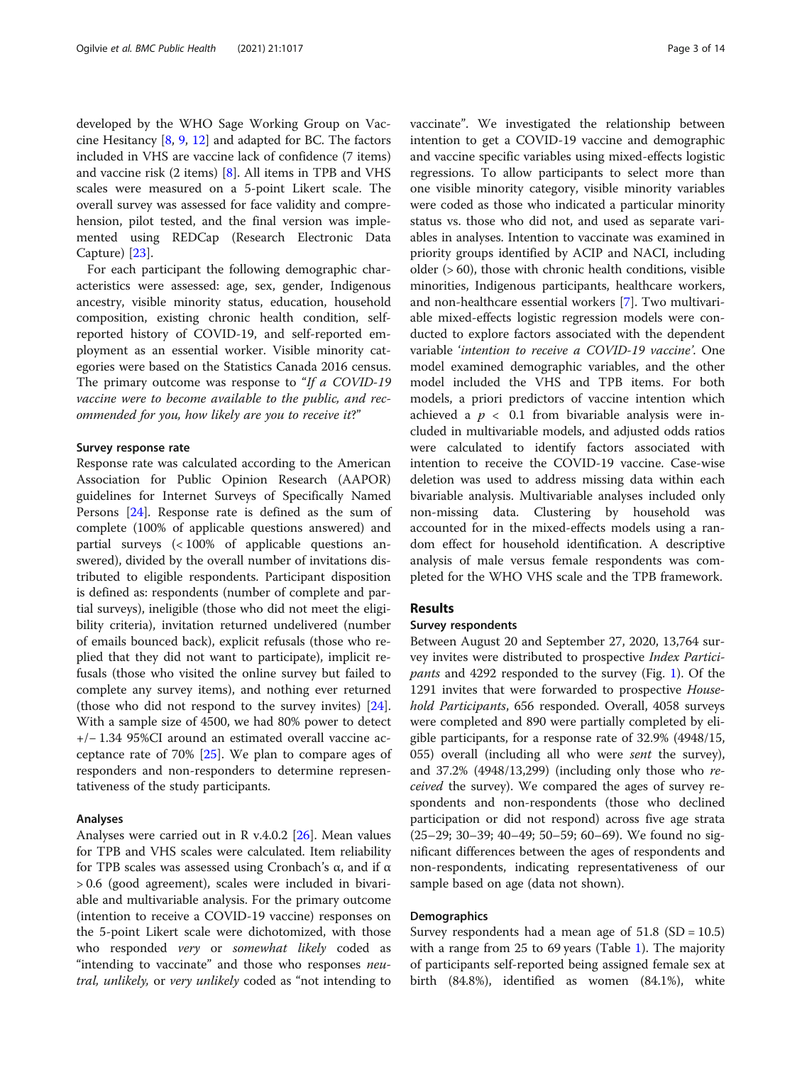developed by the WHO Sage Working Group on Vaccine Hesitancy [8, 9, 12] and adapted for BC. The factors included in VHS are vaccine lack of confidence (7 items) and vaccine risk (2 items) [8]. All items in TPB and VHS scales were measured on a 5-point Likert scale. The overall survey was assessed for face validity and comprehension, pilot tested, and the final version was implemented using REDCap (Research Electronic Data Capture) [23].

For each participant the following demographic characteristics were assessed: age, sex, gender, Indigenous ancestry, visible minority status, education, household composition, existing chronic health condition, self-reported history of COVID-19, and self-reported employment as an essential worker. Visible minority categories were based on the Statistics Canada 2016 census. The primary outcome was response to "*If a COVID-19 vaccine were to become available to the public, and recommended for you, how likely are you to receive it*?"

#### Survey response rate

Response rate was calculated according to the American Association for Public Opinion Research (AAPOR) guidelines for Internet Surveys of Specifically Named Persons [24]. Response rate is defined as the sum of complete (100% of applicable questions answered) and partial surveys (< 100% of applicable questions answered), divided by the overall number of invitations distributed to eligible respondents. Participant disposition is defined as: respondents (number of complete and partial surveys), ineligible (those who did not meet the eligibility criteria), invitation returned undelivered (number of emails bounced back), explicit refusals (those who replied that they did not want to participate), implicit refusals (those who visited the online survey but failed to complete any survey items), and nothing ever returned (those who did not respond to the survey invites) [24]. With a sample size of 4500, we had 80% power to detect +/− 1.34 95%CI around an estimated overall vaccine acceptance rate of 70% [25]. We plan to compare ages of responders and non-responders to determine representativeness of the study participants.

#### Analyses

Analyses were carried out in R v.4.0.2 [26]. Mean values for TPB and VHS scales were calculated. Item reliability for TPB scales was assessed using Cronbach's α, and if α > 0.6 (good agreement), scales were included in bivariable and multivariable analysis. For the primary outcome (intention to receive a COVID-19 vaccine) responses on the 5-point Likert scale were dichotomized, with those who responded *very* or *somewhat likely* coded as "intending to vaccinate" and those who responses *neutral, unlikely,* or *very unlikely* coded as "not intending to vaccinate". We investigated the relationship between intention to get a COVID-19 vaccine and demographic and vaccine specific variables using mixed-effects logistic regressions. To allow participants to select more than one visible minority category, visible minority variables were coded as those who indicated a particular minority status vs. those who did not, and used as separate variables in analyses. Intention to vaccinate was examined in priority groups identified by ACIP and NACI, including older (> 60), those with chronic health conditions, visible minorities, Indigenous participants, healthcare workers, and non-healthcare essential workers [7]. Two multivariable mixed-effects logistic regression models were conducted to explore factors associated with the dependent variable '*intention to receive a COVID-19 vaccine'*. One model examined demographic variables, and the other model included the VHS and TPB items. For both models, a priori predictors of vaccine intention which achieved a $p < 0.1$ from bivariable analysis were included in multivariable models, and adjusted odds ratios were calculated to identify factors associated with intention to receive the COVID-19 vaccine. Case-wise deletion was used to address missing data within each bivariable analysis. Multivariable analyses included only non-missing data. Clustering by household was accounted for in the mixed-effects models using a random effect for household identification. A descriptive analysis of male versus female respondents was completed for the WHO VHS scale and the TPB framework.

## Results

#### Survey respondents

Between August 20 and September 27, 2020, 13,764 survey invites were distributed to prospective *Index Participants* and 4292 responded to the survey (Fig. 1). Of the 1291 invites that were forwarded to prospective *Household Participants*, 656 responded. Overall, 4058 surveys were completed and 890 were partially completed by eligible participants, for a response rate of 32.9% (4948/15,055) overall (including all who were *sent* the survey), and 37.2% (4948/13,299) (including only those who *received* the survey). We compared the ages of survey respondents and non-respondents (those who declined participation or did not respond) across five age strata (25–29; 30–39; 40–49; 50–59; 60–69). We found no significant differences between the ages of respondents and non-respondents, indicating representativeness of our sample based on age (data not shown).

#### Demographics

Survey respondents had a mean age of 51.8 (SD = 10.5) with a range from 25 to 69 years (Table 1). The majority of participants self-reported being assigned female sex at birth (84.8%), identified as women (84.1%), white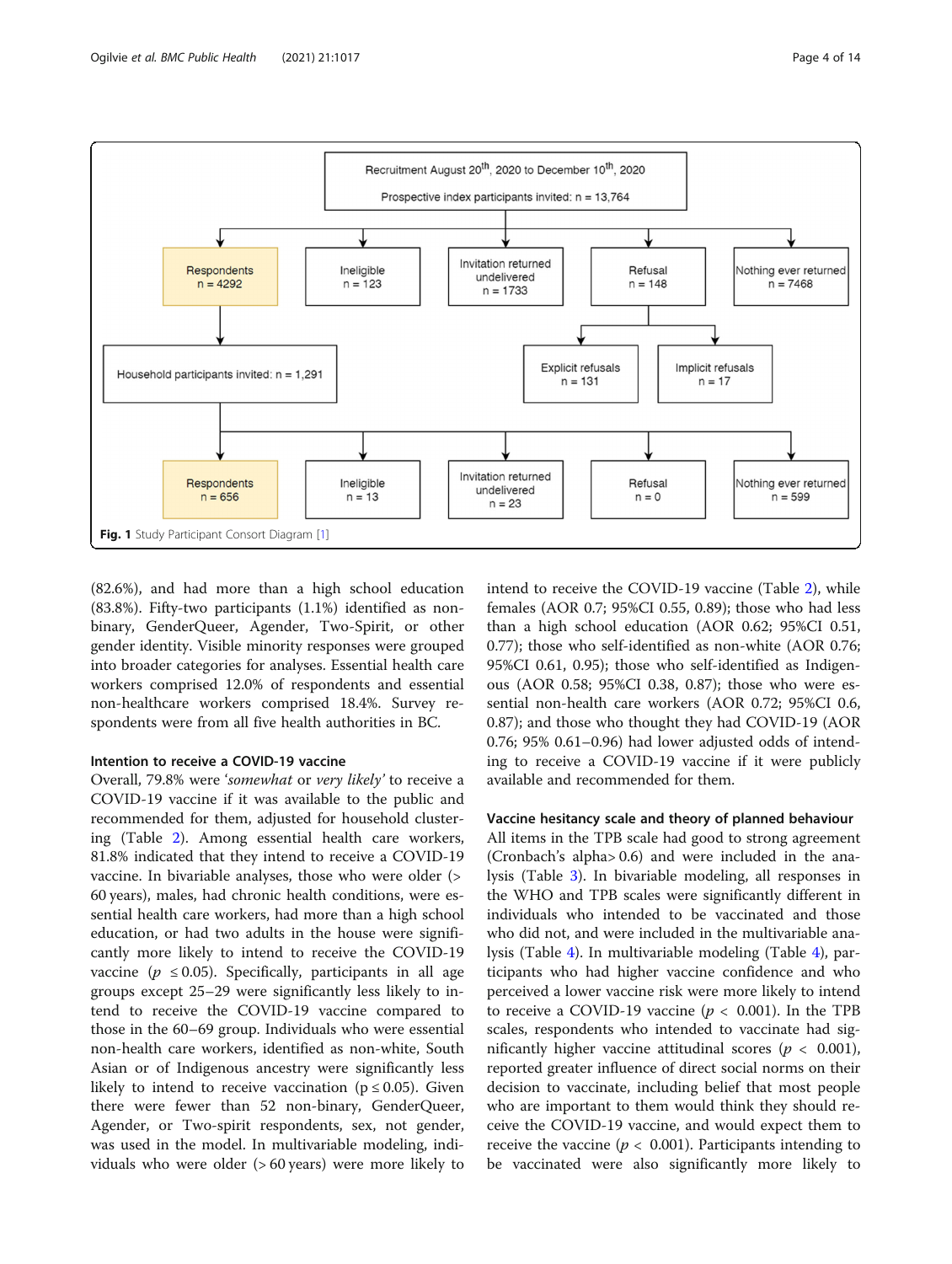Recruitment August 20th, 2020 to December 10th, 2020

Prospective index participants invited: n = 13,764

- Respondents n = 4292
  - Household participants invited: n = 1,291
    - Respondents n = 656
    - Ineligible n = 13
    - Invitation returned undelivered n = 23
    - Refusal n = 0
    - Nothing ever returned n = 599
- Ineligible n = 123
- Invitation returned undelivered n = 1733
- Refusal n = 148
  - Explicit refusals n = 131
  - Implicit refusals n = 17
- Nothing ever returned n = 7468

**Fig. 1** Study Participant Consort Diagram [1]

(82.6%), and had more than a high school education (83.8%). Fifty-two participants (1.1%) identified as non-binary, GenderQueer, Agender, Two-Spirit, or other gender identity. Visible minority responses were grouped into broader categories for analyses. Essential health care workers comprised 12.0% of respondents and essential non-healthcare workers comprised 18.4%. Survey respondents were from all five health authorities in BC.

### Intention to receive a COVID-19 vaccine

Overall, 79.8% were '*somewhat* or *very likely*' to receive a COVID-19 vaccine if it was available to the public and recommended for them, adjusted for household clustering (Table 2). Among essential health care workers, 81.8% indicated that they intend to receive a COVID-19 vaccine. In bivariable analyses, those who were older (> 60 years), males, had chronic health conditions, were essential health care workers, had more than a high school education, or had two adults in the house were significantly more likely to intend to receive the COVID-19 vaccine ($p \leq 0.05$). Specifically, participants in all age groups except 25–29 were significantly less likely to intend to receive the COVID-19 vaccine compared to those in the 60–69 group. Individuals who were essential non-health care workers, identified as non-white, South Asian or of Indigenous ancestry were significantly less likely to intend to receive vaccination ($p \leq 0.05$). Given there were fewer than 52 non-binary, GenderQueer, Agender, or Two-spirit respondents, sex, not gender, was used in the model. In multivariable modeling, individuals who were older (> 60 years) were more likely to intend to receive the COVID-19 vaccine (Table 2), while females (AOR 0.7; 95%CI 0.55, 0.89); those who had less than a high school education (AOR 0.62; 95%CI 0.51, 0.77); those who self-identified as non-white (AOR 0.76; 95%CI 0.61, 0.95); those who self-identified as Indigenous (AOR 0.58; 95%CI 0.38, 0.87); those who were essential non-health care workers (AOR 0.72; 95%CI 0.6, 0.87); and those who thought they had COVID-19 (AOR 0.76; 95% 0.61–0.96) had lower adjusted odds of intending to receive a COVID-19 vaccine if it were publicly available and recommended for them.

### Vaccine hesitancy scale and theory of planned behaviour

All items in the TPB scale had good to strong agreement (Cronbach's alpha> 0.6) and were included in the analysis (Table 3). In bivariable modeling, all responses in the WHO and TPB scales were significantly different in individuals who intended to be vaccinated and those who did not, and were included in the multivariable analysis (Table 4). In multivariable modeling (Table 4), participants who had higher vaccine confidence and who perceived a lower vaccine risk were more likely to intend to receive a COVID-19 vaccine ($p < 0.001$). In the TPB scales, respondents who intended to vaccinate had significantly higher vaccine attitudinal scores ($p < 0.001$), reported greater influence of direct social norms on their decision to vaccinate, including belief that most people who are important to them would think they should receive the COVID-19 vaccine, and would expect them to receive the vaccine ($p < 0.001$). Participants intending to be vaccinated were also significantly more likely to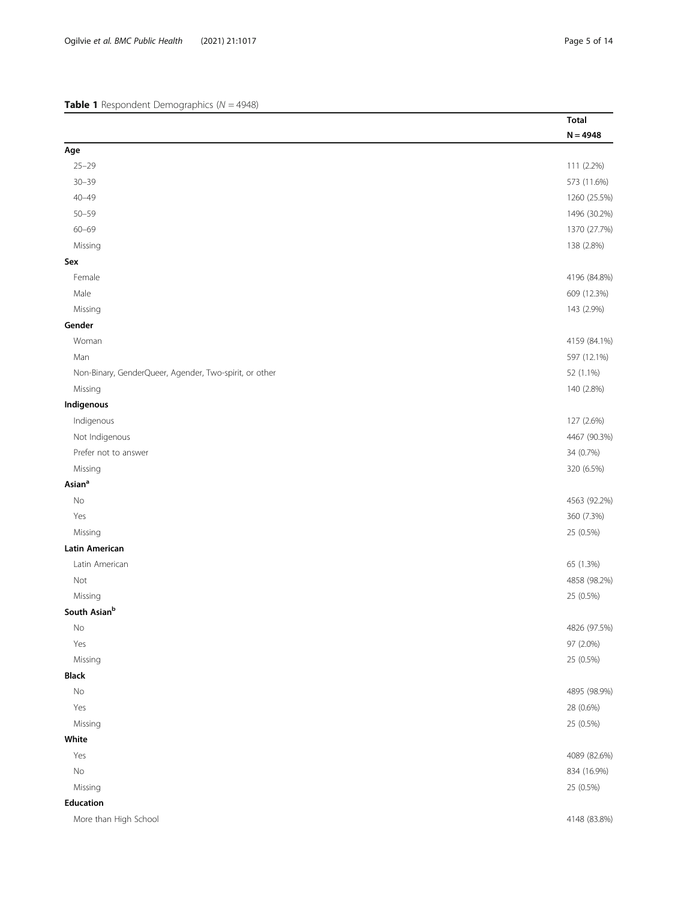**Table 1** Respondent Demographics (*N* = 4948)

| | Total N = 4948 |
|---|---|
| **Age** | |
| 25–29 | 111 (2.2%) |
| 30–39 | 573 (11.6%) |
| 40–49 | 1260 (25.5%) |
| 50–59 | 1496 (30.2%) |
| 60–69 | 1370 (27.7%) |
| Missing | 138 (2.8%) |
| **Sex** | |
| Female | 4196 (84.8%) |
| Male | 609 (12.3%) |
| Missing | 143 (2.9%) |
| **Gender** | |
| Woman | 4159 (84.1%) |
| Man | 597 (12.1%) |
| Non-Binary, GenderQueer, Agender, Two-spirit, or other | 52 (1.1%) |
| Missing | 140 (2.8%) |
| **Indigenous** | |
| Indigenous | 127 (2.6%) |
| Not Indigenous | 4467 (90.3%) |
| Prefer not to answer | 34 (0.7%) |
| Missing | 320 (6.5%) |
| **Asian[a]** | |
| No | 4563 (92.2%) |
| Yes | 360 (7.3%) |
| Missing | 25 (0.5%) |
| **Latin American** | |
| Latin American | 65 (1.3%) |
| Not | 4858 (98.2%) |
| Missing | 25 (0.5%) |
| **South Asian[b]** | |
| No | 4826 (97.5%) |
| Yes | 97 (2.0%) |
| Missing | 25 (0.5%) |
| **Black** | |
| No | 4895 (98.9%) |
| Yes | 28 (0.6%) |
| Missing | 25 (0.5%) |
| **White** | |
| Yes | 4089 (82.6%) |
| No | 834 (16.9%) |
| Missing | 25 (0.5%) |
| **Education** | |
| More than High School | 4148 (83.8%) |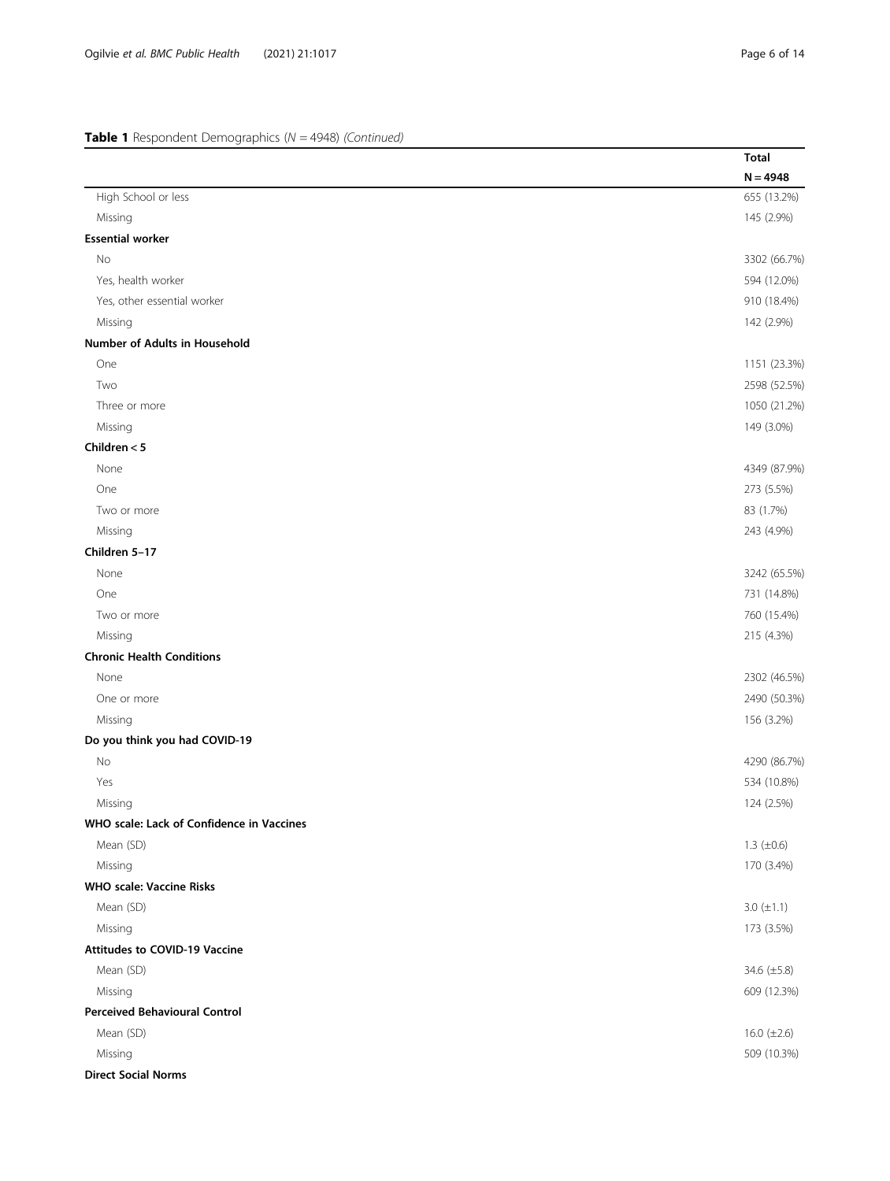**Table 1** Respondent Demographics (*N* = 4948) *(Continued)*

| | Total |
|---|---|
| | N = 4948 |
| High School or less | 655 (13.2%) |
| Missing | 145 (2.9%) |
| **Essential worker** | |
| No | 3302 (66.7%) |
| Yes, health worker | 594 (12.0%) |
| Yes, other essential worker | 910 (18.4%) |
| Missing | 142 (2.9%) |
| **Number of Adults in Household** | |
| One | 1151 (23.3%) |
| Two | 2598 (52.5%) |
| Three or more | 1050 (21.2%) |
| Missing | 149 (3.0%) |
| **Children < 5** | |
| None | 4349 (87.9%) |
| One | 273 (5.5%) |
| Two or more | 83 (1.7%) |
| Missing | 243 (4.9%) |
| **Children 5–17** | |
| None | 3242 (65.5%) |
| One | 731 (14.8%) |
| Two or more | 760 (15.4%) |
| Missing | 215 (4.3%) |
| **Chronic Health Conditions** | |
| None | 2302 (46.5%) |
| One or more | 2490 (50.3%) |
| Missing | 156 (3.2%) |
| **Do you think you had COVID-19** | |
| No | 4290 (86.7%) |
| Yes | 534 (10.8%) |
| Missing | 124 (2.5%) |
| **WHO scale: Lack of Confidence in Vaccines** | |
| Mean (SD) | 1.3 (±0.6) |
| Missing | 170 (3.4%) |
| **WHO scale: Vaccine Risks** | |
| Mean (SD) | 3.0 (±1.1) |
| Missing | 173 (3.5%) |
| **Attitudes to COVID-19 Vaccine** | |
| Mean (SD) | 34.6 (±5.8) |
| Missing | 609 (12.3%) |
| **Perceived Behavioural Control** | |
| Mean (SD) | 16.0 (±2.6) |
| Missing | 509 (10.3%) |
| **Direct Social Norms** | |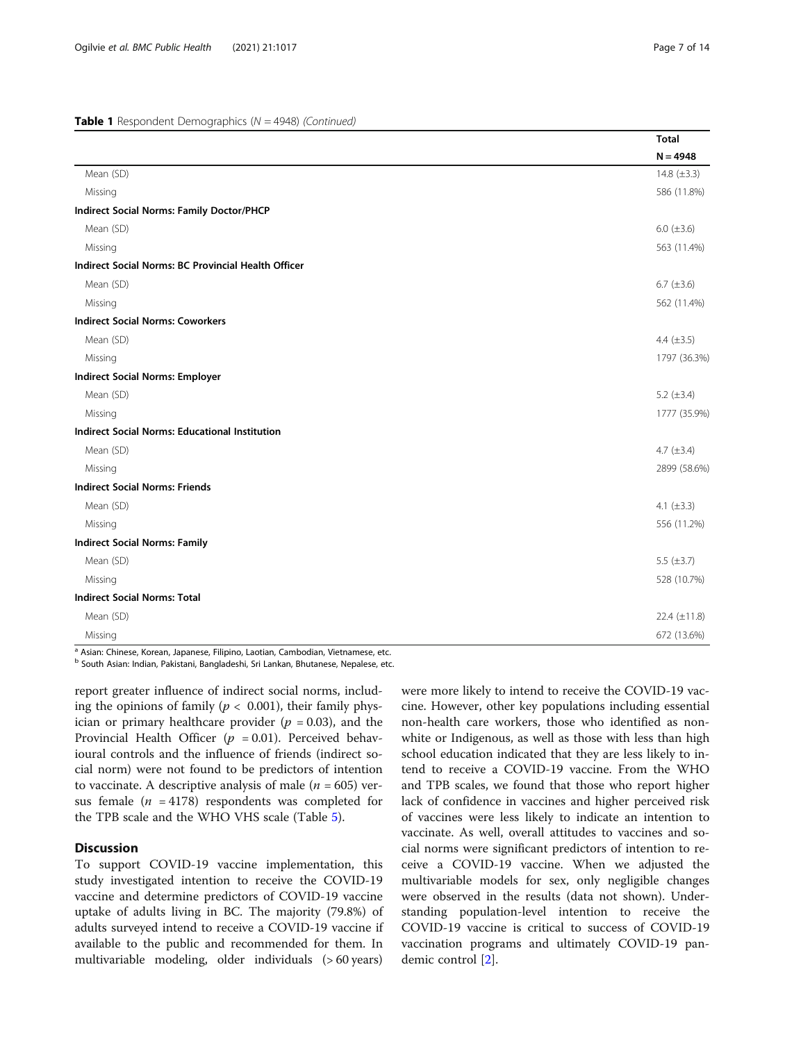**Table 1** Respondent Demographics (*N* = 4948) *(Continued)*

| | Total N = 4948 |
|---|---|
| Mean (SD) | 14.8 (±3.3) |
| Missing | 586 (11.8%) |
| **Indirect Social Norms: Family Doctor/PHCP** | |
| Mean (SD) | 6.0 (±3.6) |
| Missing | 563 (11.4%) |
| **Indirect Social Norms: BC Provincial Health Officer** | |
| Mean (SD) | 6.7 (±3.6) |
| Missing | 562 (11.4%) |
| **Indirect Social Norms: Coworkers** | |
| Mean (SD) | 4.4 (±3.5) |
| Missing | 1797 (36.3%) |
| **Indirect Social Norms: Employer** | |
| Mean (SD) | 5.2 (±3.4) |
| Missing | 1777 (35.9%) |
| **Indirect Social Norms: Educational Institution** | |
| Mean (SD) | 4.7 (±3.4) |
| Missing | 2899 (58.6%) |
| **Indirect Social Norms: Friends** | |
| Mean (SD) | 4.1 (±3.3) |
| Missing | 556 (11.2%) |
| **Indirect Social Norms: Family** | |
| Mean (SD) | 5.5 (±3.7) |
| Missing | 528 (10.7%) |
| **Indirect Social Norms: Total** | |
| Mean (SD) | 22.4 (±11.8) |
| Missing | 672 (13.6%) |

[a] Asian: Chinese, Korean, Japanese, Filipino, Laotian, Cambodian, Vietnamese, etc.
[b] South Asian: Indian, Pakistani, Bangladeshi, Sri Lankan, Bhutanese, Nepalese, etc.

report greater influence of indirect social norms, including the opinions of family ($p < 0.001$), their family physician or primary healthcare provider ($p = 0.03$), and the Provincial Health Officer ($p = 0.01$). Perceived behavioural controls and the influence of friends (indirect social norm) were not found to be predictors of intention to vaccinate. A descriptive analysis of male ($n = 605$) versus female ($n = 4178$) respondents was completed for the TPB scale and the WHO VHS scale (Table 5).

## Discussion

To support COVID-19 vaccine implementation, this study investigated intention to receive the COVID-19 vaccine and determine predictors of COVID-19 vaccine uptake of adults living in BC. The majority (79.8%) of adults surveyed intend to receive a COVID-19 vaccine if available to the public and recommended for them. In multivariable modeling, older individuals (> 60 years) were more likely to intend to receive the COVID-19 vaccine. However, other key populations including essential non-health care workers, those who identified as non-white or Indigenous, as well as those with less than high school education indicated that they are less likely to intend to receive a COVID-19 vaccine. From the WHO and TPB scales, we found that those who report higher lack of confidence in vaccines and higher perceived risk of vaccines were less likely to indicate an intention to vaccinate. As well, overall attitudes to vaccines and social norms were significant predictors of intention to receive a COVID-19 vaccine. When we adjusted the multivariable models for sex, only negligible changes were observed in the results (data not shown). Understanding population-level intention to receive the COVID-19 vaccine is critical to success of COVID-19 vaccination programs and ultimately COVID-19 pandemic control [2].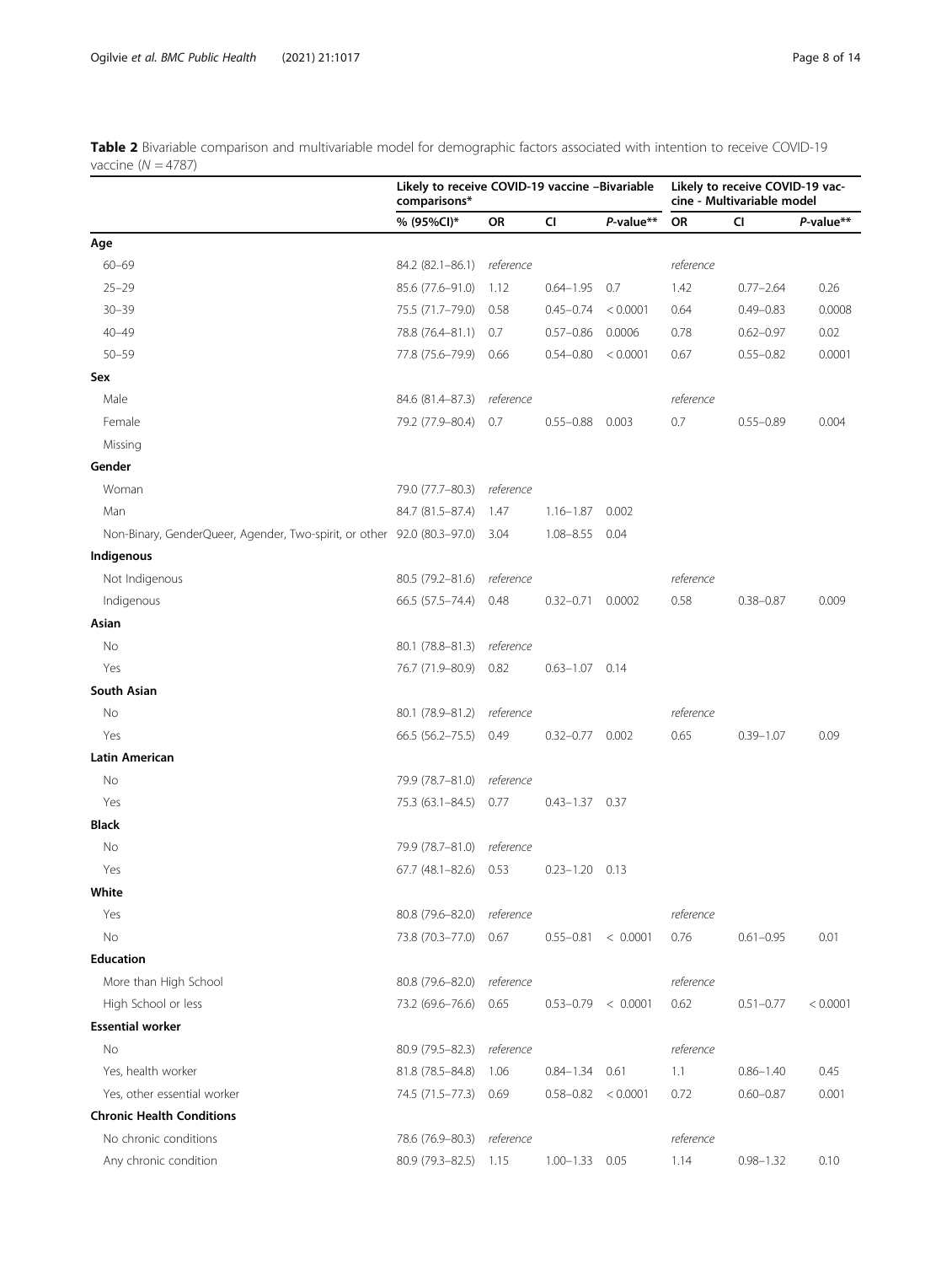**Table 2** Bivariable comparison and multivariable model for demographic factors associated with intention to receive COVID-19 vaccine (*N* = 4787)

| | Likely to receive COVID-19 vaccine –Bivariable comparisons* | | | | Likely to receive COVID-19 vaccine - Multivariable model | | |
|---|---|---|---|---|---|---|---|
| | % (95%CI)* | OR | CI | *P*-value** | OR | CI | *P*-value** |
| **Age** | | | | | | | |
| 60–69 | 84.2 (82.1–86.1) | *reference* | | | *reference* | | |
| 25–29 | 85.6 (77.6–91.0) | 1.12 | 0.64–1.95 | 0.7 | 1.42 | 0.77–2.64 | 0.26 |
| 30–39 | 75.5 (71.7–79.0) | 0.58 | 0.45–0.74 | < 0.0001 | 0.64 | 0.49–0.83 | 0.0008 |
| 40–49 | 78.8 (76.4–81.1) | 0.7 | 0.57–0.86 | 0.0006 | 0.78 | 0.62–0.97 | 0.02 |
| 50–59 | 77.8 (75.6–79.9) | 0.66 | 0.54–0.80 | < 0.0001 | 0.67 | 0.55–0.82 | 0.0001 |
| **Sex** | | | | | | | |
| Male | 84.6 (81.4–87.3) | *reference* | | | *reference* | | |
| Female | 79.2 (77.9–80.4) | 0.7 | 0.55–0.88 | 0.003 | 0.7 | 0.55–0.89 | 0.004 |
| Missing | | | | | | | |
| **Gender** | | | | | | | |
| Woman | 79.0 (77.7–80.3) | *reference* | | | | | |
| Man | 84.7 (81.5–87.4) | 1.47 | 1.16–1.87 | 0.002 | | | |
| Non-Binary, GenderQueer, Agender, Two-spirit, or other | 92.0 (80.3–97.0) | 3.04 | 1.08–8.55 | 0.04 | | | |
| **Indigenous** | | | | | | | |
| Not Indigenous | 80.5 (79.2–81.6) | *reference* | | | *reference* | | |
| Indigenous | 66.5 (57.5–74.4) | 0.48 | 0.32–0.71 | 0.0002 | 0.58 | 0.38–0.87 | 0.009 |
| **Asian** | | | | | | | |
| No | 80.1 (78.8–81.3) | *reference* | | | | | |
| Yes | 76.7 (71.9–80.9) | 0.82 | 0.63–1.07 | 0.14 | | | |
| **South Asian** | | | | | | | |
| No | 80.1 (78.9–81.2) | *reference* | | | *reference* | | |
| Yes | 66.5 (56.2–75.5) | 0.49 | 0.32–0.77 | 0.002 | 0.65 | 0.39–1.07 | 0.09 |
| **Latin American** | | | | | | | |
| No | 79.9 (78.7–81.0) | *reference* | | | | | |
| Yes | 75.3 (63.1–84.5) | 0.77 | 0.43–1.37 | 0.37 | | | |
| **Black** | | | | | | | |
| No | 79.9 (78.7–81.0) | *reference* | | | | | |
| Yes | 67.7 (48.1–82.6) | 0.53 | 0.23–1.20 | 0.13 | | | |
| **White** | | | | | | | |
| Yes | 80.8 (79.6–82.0) | *reference* | | | *reference* | | |
| No | 73.8 (70.3–77.0) | 0.67 | 0.55–0.81 | < 0.0001 | 0.76 | 0.61–0.95 | 0.01 |
| **Education** | | | | | | | |
| More than High School | 80.8 (79.6–82.0) | *reference* | | | *reference* | | |
| High School or less | 73.2 (69.6–76.6) | 0.65 | 0.53–0.79 | < 0.0001 | 0.62 | 0.51–0.77 | < 0.0001 |
| **Essential worker** | | | | | | | |
| No | 80.9 (79.5–82.3) | *reference* | | | *reference* | | |
| Yes, health worker | 81.8 (78.5–84.8) | 1.06 | 0.84–1.34 | 0.61 | 1.1 | 0.86–1.40 | 0.45 |
| Yes, other essential worker | 74.5 (71.5–77.3) | 0.69 | 0.58–0.82 | < 0.0001 | 0.72 | 0.60–0.87 | 0.001 |
| **Chronic Health Conditions** | | | | | | | |
| No chronic conditions | 78.6 (76.9–80.3) | *reference* | | | *reference* | | |
| Any chronic condition | 80.9 (79.3–82.5) | 1.15 | 1.00–1.33 | 0.05 | 1.14 | 0.98–1.32 | 0.10 |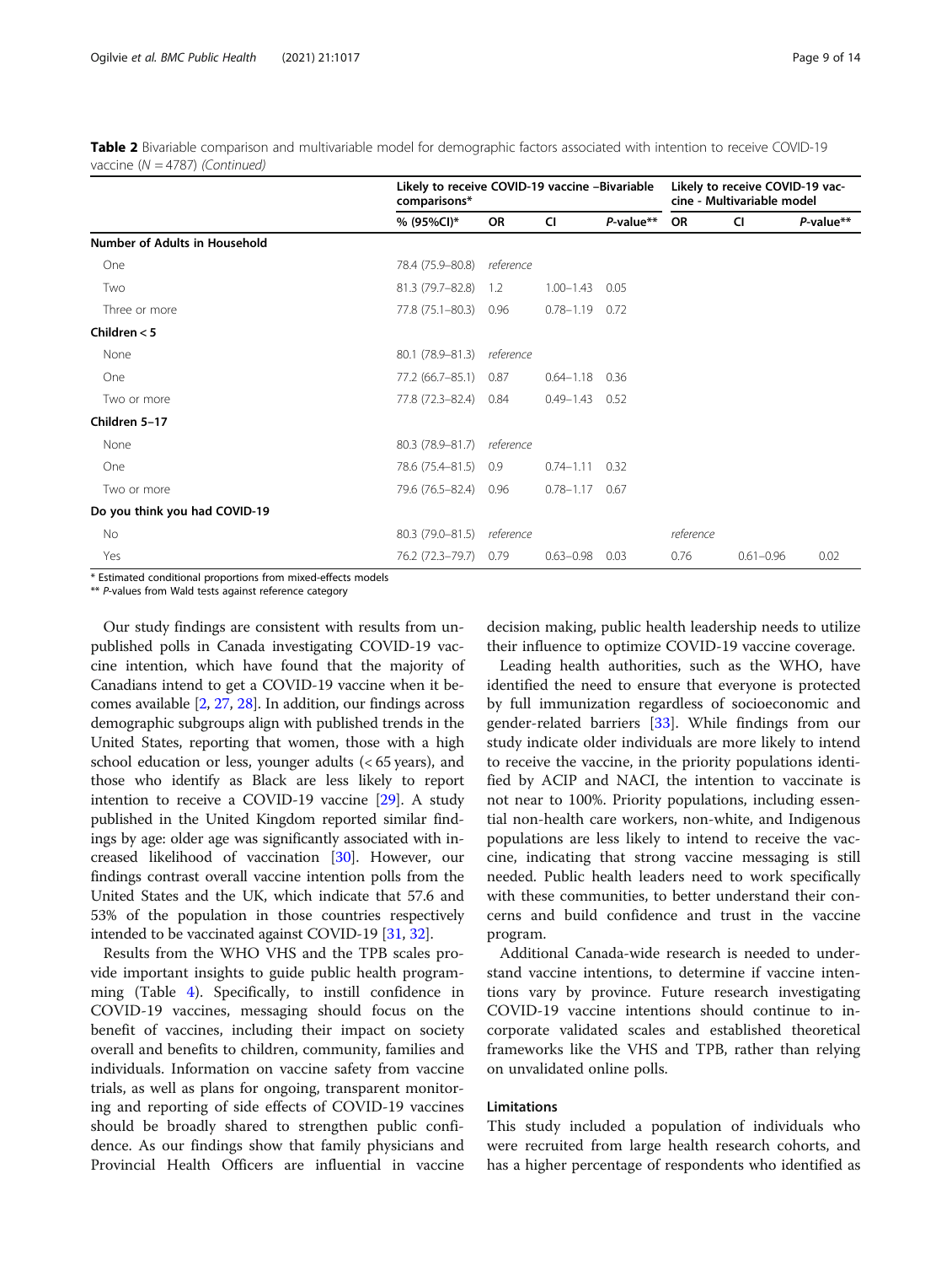**Table 2** Bivariable comparison and multivariable model for demographic factors associated with intention to receive COVID-19 vaccine (*N* = 4787) *(Continued)*

| | Likely to receive COVID-19 vaccine –Bivariable comparisons* | | | | Likely to receive COVID-19 vaccine - Multivariable model | | |
|---|---|---|---|---|---|---|---|
| | % (95%CI)* | OR | CI | *P*-value** | OR | CI | *P*-value** |
| **Number of Adults in Household** | | | | | | | |
| One | 78.4 (75.9–80.8) | *reference* | | | | | |
| Two | 81.3 (79.7–82.8) | 1.2 | 1.00–1.43 | 0.05 | | | |
| Three or more | 77.8 (75.1–80.3) | 0.96 | 0.78–1.19 | 0.72 | | | |
| **Children < 5** | | | | | | | |
| None | 80.1 (78.9–81.3) | *reference* | | | | | |
| One | 77.2 (66.7–85.1) | 0.87 | 0.64–1.18 | 0.36 | | | |
| Two or more | 77.8 (72.3–82.4) | 0.84 | 0.49–1.43 | 0.52 | | | |
| **Children 5–17** | | | | | | | |
| None | 80.3 (78.9–81.7) | *reference* | | | | | |
| One | 78.6 (75.4–81.5) | 0.9 | 0.74–1.11 | 0.32 | | | |
| Two or more | 79.6 (76.5–82.4) | 0.96 | 0.78–1.17 | 0.67 | | | |
| **Do you think you had COVID-19** | | | | | | | |
| No | 80.3 (79.0–81.5) | *reference* | | | *reference* | | |
| Yes | 76.2 (72.3–79.7) | 0.79 | 0.63–0.98 | 0.03 | 0.76 | 0.61–0.96 | 0.02 |

\* Estimated conditional proportions from mixed-effects models
\*\* *P*-values from Wald tests against reference category

Our study findings are consistent with results from unpublished polls in Canada investigating COVID-19 vaccine intention, which have found that the majority of Canadians intend to get a COVID-19 vaccine when it becomes available [2, 27, 28]. In addition, our findings across demographic subgroups align with published trends in the United States, reporting that women, those with a high school education or less, younger adults (< 65 years), and those who identify as Black are less likely to report intention to receive a COVID-19 vaccine [29]. A study published in the United Kingdom reported similar findings by age: older age was significantly associated with increased likelihood of vaccination [30]. However, our findings contrast overall vaccine intention polls from the United States and the UK, which indicate that 57.6 and 53% of the population in those countries respectively intended to be vaccinated against COVID-19 [31, 32].

Results from the WHO VHS and the TPB scales provide important insights to guide public health programming (Table 4). Specifically, to instill confidence in COVID-19 vaccines, messaging should focus on the benefit of vaccines, including their impact on society overall and benefits to children, community, families and individuals. Information on vaccine safety from vaccine trials, as well as plans for ongoing, transparent monitoring and reporting of side effects of COVID-19 vaccines should be broadly shared to strengthen public confidence. As our findings show that family physicians and Provincial Health Officers are influential in vaccine decision making, public health leadership needs to utilize their influence to optimize COVID-19 vaccine coverage.

Leading health authorities, such as the WHO, have identified the need to ensure that everyone is protected by full immunization regardless of socioeconomic and gender-related barriers [33]. While findings from our study indicate older individuals are more likely to intend to receive the vaccine, in the priority populations identified by ACIP and NACI, the intention to vaccinate is not near to 100%. Priority populations, including essential non-health care workers, non-white, and Indigenous populations are less likely to intend to receive the vaccine, indicating that strong vaccine messaging is still needed. Public health leaders need to work specifically with these communities, to better understand their concerns and build confidence and trust in the vaccine program.

Additional Canada-wide research is needed to understand vaccine intentions, to determine if vaccine intentions vary by province. Future research investigating COVID-19 vaccine intentions should continue to incorporate validated scales and established theoretical frameworks like the VHS and TPB, rather than relying on unvalidated online polls.

### Limitations

This study included a population of individuals who were recruited from large health research cohorts, and has a higher percentage of respondents who identified as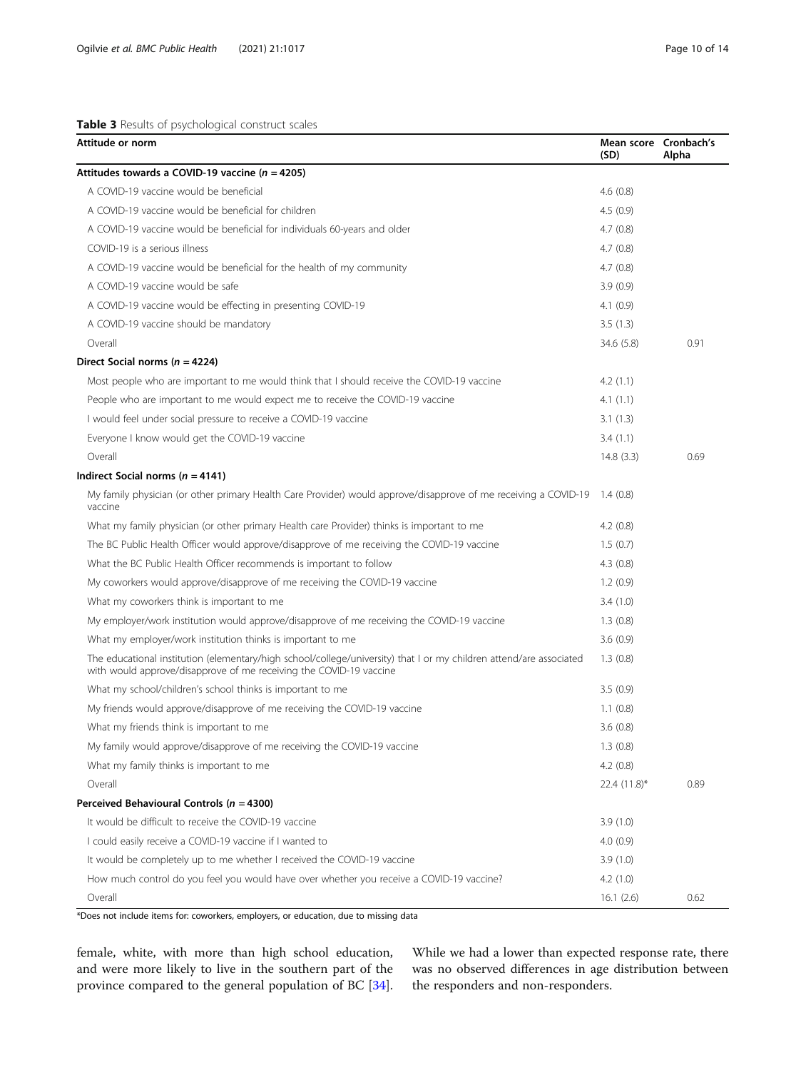**Table 3** Results of psychological construct scales

| Attitude or norm | Mean score (SD) | Cronbach's Alpha |
|---|---|---|
| **Attitudes towards a COVID-19 vaccine (*n* = 4205)** | | |
| A COVID-19 vaccine would be beneficial | 4.6 (0.8) | |
| A COVID-19 vaccine would be beneficial for children | 4.5 (0.9) | |
| A COVID-19 vaccine would be beneficial for individuals 60-years and older | 4.7 (0.8) | |
| COVID-19 is a serious illness | 4.7 (0.8) | |
| A COVID-19 vaccine would be beneficial for the health of my community | 4.7 (0.8) | |
| A COVID-19 vaccine would be safe | 3.9 (0.9) | |
| A COVID-19 vaccine would be effecting in presenting COVID-19 | 4.1 (0.9) | |
| A COVID-19 vaccine should be mandatory | 3.5 (1.3) | |
| Overall | 34.6 (5.8) | 0.91 |
| **Direct Social norms (*n* = 4224)** | | |
| Most people who are important to me would think that I should receive the COVID-19 vaccine | 4.2 (1.1) | |
| People who are important to me would expect me to receive the COVID-19 vaccine | 4.1 (1.1) | |
| I would feel under social pressure to receive a COVID-19 vaccine | 3.1 (1.3) | |
| Everyone I know would get the COVID-19 vaccine | 3.4 (1.1) | |
| Overall | 14.8 (3.3) | 0.69 |
| **Indirect Social norms (*n* = 4141)** | | |
| My family physician (or other primary Health Care Provider) would approve/disapprove of me receiving a COVID-19 vaccine | 1.4 (0.8) | |
| What my family physician (or other primary Health care Provider) thinks is important to me | 4.2 (0.8) | |
| The BC Public Health Officer would approve/disapprove of me receiving the COVID-19 vaccine | 1.5 (0.7) | |
| What the BC Public Health Officer recommends is important to follow | 4.3 (0.8) | |
| My coworkers would approve/disapprove of me receiving the COVID-19 vaccine | 1.2 (0.9) | |
| What my coworkers think is important to me | 3.4 (1.0) | |
| My employer/work institution would approve/disapprove of me receiving the COVID-19 vaccine | 1.3 (0.8) | |
| What my employer/work institution thinks is important to me | 3.6 (0.9) | |
| The educational institution (elementary/high school/college/university) that I or my children attend/are associated with would approve/disapprove of me receiving the COVID-19 vaccine | 1.3 (0.8) | |
| What my school/children's school thinks is important to me | 3.5 (0.9) | |
| My friends would approve/disapprove of me receiving the COVID-19 vaccine | 1.1 (0.8) | |
| What my friends think is important to me | 3.6 (0.8) | |
| My family would approve/disapprove of me receiving the COVID-19 vaccine | 1.3 (0.8) | |
| What my family thinks is important to me | 4.2 (0.8) | |
| Overall | 22.4 (11.8)* | 0.89 |
| **Perceived Behavioural Controls (*n* = 4300)** | | |
| It would be difficult to receive the COVID-19 vaccine | 3.9 (1.0) | |
| I could easily receive a COVID-19 vaccine if I wanted to | 4.0 (0.9) | |
| It would be completely up to me whether I received the COVID-19 vaccine | 3.9 (1.0) | |
| How much control do you feel you would have over whether you receive a COVID-19 vaccine? | 4.2 (1.0) | |
| Overall | 16.1 (2.6) | 0.62 |

*Does not include items for: coworkers, employers, or education, due to missing data

female, white, with more than high school education, and were more likely to live in the southern part of the province compared to the general population of BC [34]. While we had a lower than expected response rate, there was no observed differences in age distribution between the responders and non-responders.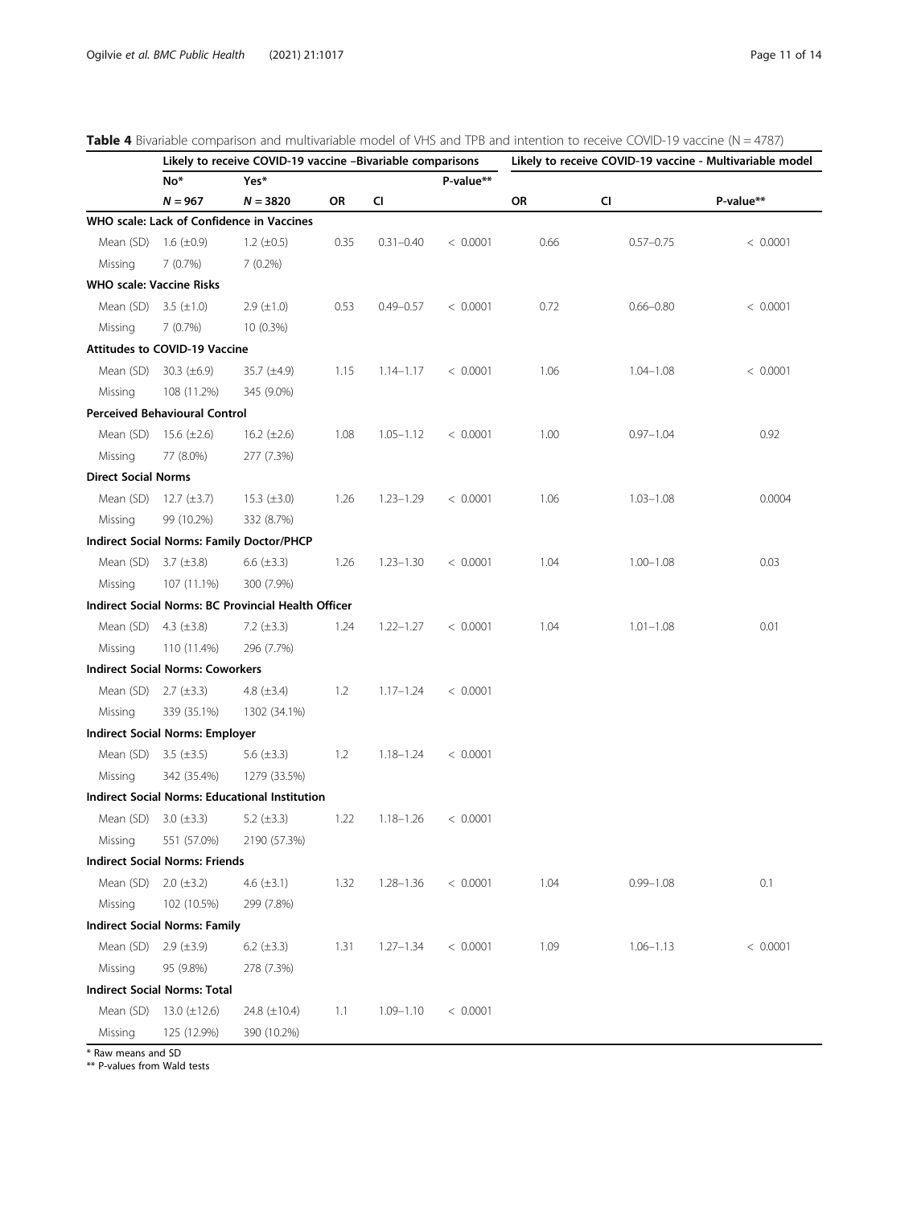**Table 4** Bivariable comparison and multivariable model of VHS and TPB and intention to receive COVID-19 vaccine (N = 4787)

| | Likely to receive COVID-19 vaccine –Bivariable comparisons | | | | | Likely to receive COVID-19 vaccine - Multivariable model | | |
|---|---|---|---|---|---|---|---|---|
| | No* | Yes* | | | P-value** | | | |
| | *N* = 967 | *N* = 3820 | OR | CI | | OR | CI | P-value** |
| **WHO scale: Lack of Confidence in Vaccines** | | | | | | | | |
| Mean (SD) | 1.6 (±0.9) | 1.2 (±0.5) | 0.35 | 0.31–0.40 | < 0.0001 | 0.66 | 0.57–0.75 | < 0.0001 |
| Missing | 7 (0.7%) | 7 (0.2%) | | | | | | |
| **WHO scale: Vaccine Risks** | | | | | | | | |
| Mean (SD) | 3.5 (±1.0) | 2.9 (±1.0) | 0.53 | 0.49–0.57 | < 0.0001 | 0.72 | 0.66–0.80 | < 0.0001 |
| Missing | 7 (0.7%) | 10 (0.3%) | | | | | | |
| **Attitudes to COVID-19 Vaccine** | | | | | | | | |
| Mean (SD) | 30.3 (±6.9) | 35.7 (±4.9) | 1.15 | 1.14–1.17 | < 0.0001 | 1.06 | 1.04–1.08 | < 0.0001 |
| Missing | 108 (11.2%) | 345 (9.0%) | | | | | | |
| **Perceived Behavioural Control** | | | | | | | | |
| Mean (SD) | 15.6 (±2.6) | 16.2 (±2.6) | 1.08 | 1.05–1.12 | < 0.0001 | 1.00 | 0.97–1.04 | 0.92 |
| Missing | 77 (8.0%) | 277 (7.3%) | | | | | | |
| **Direct Social Norms** | | | | | | | | |
| Mean (SD) | 12.7 (±3.7) | 15.3 (±3.0) | 1.26 | 1.23–1.29 | < 0.0001 | 1.06 | 1.03–1.08 | 0.0004 |
| Missing | 99 (10.2%) | 332 (8.7%) | | | | | | |
| **Indirect Social Norms: Family Doctor/PHCP** | | | | | | | | |
| Mean (SD) | 3.7 (±3.8) | 6.6 (±3.3) | 1.26 | 1.23–1.30 | < 0.0001 | 1.04 | 1.00–1.08 | 0.03 |
| Missing | 107 (11.1%) | 300 (7.9%) | | | | | | |
| **Indirect Social Norms: BC Provincial Health Officer** | | | | | | | | |
| Mean (SD) | 4.3 (±3.8) | 7.2 (±3.3) | 1.24 | 1.22–1.27 | < 0.0001 | 1.04 | 1.01–1.08 | 0.01 |
| Missing | 110 (11.4%) | 296 (7.7%) | | | | | | |
| **Indirect Social Norms: Coworkers** | | | | | | | | |
| Mean (SD) | 2.7 (±3.3) | 4.8 (±3.4) | 1.2 | 1.17–1.24 | < 0.0001 | | | |
| Missing | 339 (35.1%) | 1302 (34.1%) | | | | | | |
| **Indirect Social Norms: Employer** | | | | | | | | |
| Mean (SD) | 3.5 (±3.5) | 5.6 (±3.3) | 1.2 | 1.18–1.24 | < 0.0001 | | | |
| Missing | 342 (35.4%) | 1279 (33.5%) | | | | | | |
| **Indirect Social Norms: Educational Institution** | | | | | | | | |
| Mean (SD) | 3.0 (±3.3) | 5.2 (±3.3) | 1.22 | 1.18–1.26 | < 0.0001 | | | |
| Missing | 551 (57.0%) | 2190 (57.3%) | | | | | | |
| **Indirect Social Norms: Friends** | | | | | | | | |
| Mean (SD) | 2.0 (±3.2) | 4.6 (±3.1) | 1.32 | 1.28–1.36 | < 0.0001 | 1.04 | 0.99–1.08 | 0.1 |
| Missing | 102 (10.5%) | 299 (7.8%) | | | | | | |
| **Indirect Social Norms: Family** | | | | | | | | |
| Mean (SD) | 2.9 (±3.9) | 6.2 (±3.3) | 1.31 | 1.27–1.34 | < 0.0001 | 1.09 | 1.06–1.13 | < 0.0001 |
| Missing | 95 (9.8%) | 278 (7.3%) | | | | | | |
| **Indirect Social Norms: Total** | | | | | | | | |
| Mean (SD) | 13.0 (±12.6) | 24.8 (±10.4) | 1.1 | 1.09–1.10 | < 0.0001 | | | |
| Missing | 125 (12.9%) | 390 (10.2%) | | | | | | |

* Raw means and SD

** P-values from Wald tests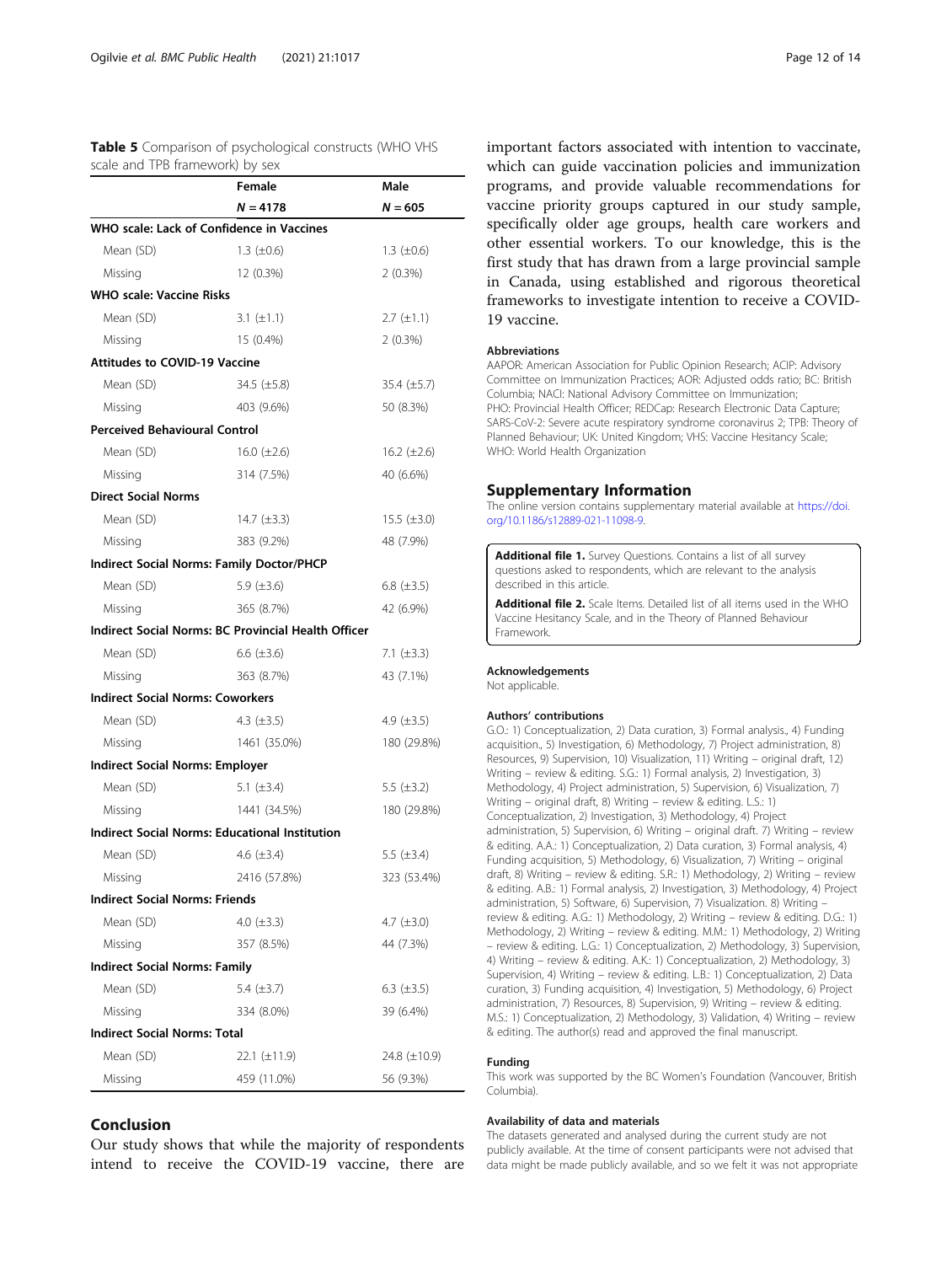**Table 5** Comparison of psychological constructs (WHO VHS scale and TPB framework) by sex

| | Female | Male |
|---|---|---|
| | *N* = 4178 | *N* = 605 |
| **WHO scale: Lack of Confidence in Vaccines** | | |
| Mean (SD) | 1.3 (±0.6) | 1.3 (±0.6) |
| Missing | 12 (0.3%) | 2 (0.3%) |
| **WHO scale: Vaccine Risks** | | |
| Mean (SD) | 3.1 (±1.1) | 2.7 (±1.1) |
| Missing | 15 (0.4%) | 2 (0.3%) |
| **Attitudes to COVID-19 Vaccine** | | |
| Mean (SD) | 34.5 (±5.8) | 35.4 (±5.7) |
| Missing | 403 (9.6%) | 50 (8.3%) |
| **Perceived Behavioural Control** | | |
| Mean (SD) | 16.0 (±2.6) | 16.2 (±2.6) |
| Missing | 314 (7.5%) | 40 (6.6%) |
| **Direct Social Norms** | | |
| Mean (SD) | 14.7 (±3.3) | 15.5 (±3.0) |
| Missing | 383 (9.2%) | 48 (7.9%) |
| **Indirect Social Norms: Family Doctor/PHCP** | | |
| Mean (SD) | 5.9 (±3.6) | 6.8 (±3.5) |
| Missing | 365 (8.7%) | 42 (6.9%) |
| **Indirect Social Norms: BC Provincial Health Officer** | | |
| Mean (SD) | 6.6 (±3.6) | 7.1 (±3.3) |
| Missing | 363 (8.7%) | 43 (7.1%) |
| **Indirect Social Norms: Coworkers** | | |
| Mean (SD) | 4.3 (±3.5) | 4.9 (±3.5) |
| Missing | 1461 (35.0%) | 180 (29.8%) |
| **Indirect Social Norms: Employer** | | |
| Mean (SD) | 5.1 (±3.4) | 5.5 (±3.2) |
| Missing | 1441 (34.5%) | 180 (29.8%) |
| **Indirect Social Norms: Educational Institution** | | |
| Mean (SD) | 4.6 (±3.4) | 5.5 (±3.4) |
| Missing | 2416 (57.8%) | 323 (53.4%) |
| **Indirect Social Norms: Friends** | | |
| Mean (SD) | 4.0 (±3.3) | 4.7 (±3.0) |
| Missing | 357 (8.5%) | 44 (7.3%) |
| **Indirect Social Norms: Family** | | |
| Mean (SD) | 5.4 (±3.7) | 6.3 (±3.5) |
| Missing | 334 (8.0%) | 39 (6.4%) |
| **Indirect Social Norms: Total** | | |
| Mean (SD) | 22.1 (±11.9) | 24.8 (±10.9) |
| Missing | 459 (11.0%) | 56 (9.3%) |

## Conclusion

Our study shows that while the majority of respondents intend to receive the COVID-19 vaccine, there are important factors associated with intention to vaccinate, which can guide vaccination policies and immunization programs, and provide valuable recommendations for vaccine priority groups captured in our study sample, specifically older age groups, health care workers and other essential workers. To our knowledge, this is the first study that has drawn from a large provincial sample in Canada, using established and rigorous theoretical frameworks to investigate intention to receive a COVID-19 vaccine.

#### Abbreviations

AAPOR: American Association for Public Opinion Research; ACIP: Advisory Committee on Immunization Practices; AOR: Adjusted odds ratio; BC: British Columbia; NACI: National Advisory Committee on Immunization; PHO: Provincial Health Officer; REDCap: Research Electronic Data Capture; SARS-CoV-2: Severe acute respiratory syndrome coronavirus 2; TPB: Theory of Planned Behaviour; UK: United Kingdom; VHS: Vaccine Hesitancy Scale; WHO: World Health Organization

## Supplementary Information

The online version contains supplementary material available at https://doi.org/10.1186/s12889-021-11098-9.

**Additional file 1.** Survey Questions. Contains a list of all survey questions asked to respondents, which are relevant to the analysis described in this article.

**Additional file 2.** Scale Items. Detailed list of all items used in the WHO Vaccine Hesitancy Scale, and in the Theory of Planned Behaviour Framework.

#### Acknowledgements

Not applicable.

#### Authors' contributions

G.O.: 1) Conceptualization, 2) Data curation, 3) Formal analysis., 4) Funding acquisition., 5) Investigation, 6) Methodology, 7) Project administration, 8) Resources, 9) Supervision, 10) Visualization, 11) Writing – original draft, 12) Writing – review & editing. S.G.: 1) Formal analysis, 2) Investigation, 3) Methodology, 4) Project administration, 5) Supervision, 6) Visualization, 7) Writing – original draft, 8) Writing – review & editing. L.S.: 1) Conceptualization, 2) Investigation, 3) Methodology, 4) Project administration, 5) Supervision, 6) Writing – original draft. 7) Writing – review & editing. A.A.: 1) Conceptualization, 2) Data curation, 3) Formal analysis, 4) Funding acquisition, 5) Methodology, 6) Visualization, 7) Writing – original draft, 8) Writing – review & editing. S.R.: 1) Methodology, 2) Writing – review & editing. A.B.: 1) Formal analysis, 2) Investigation, 3) Methodology, 4) Project administration, 5) Software, 6) Supervision, 7) Visualization. 8) Writing – review & editing. A.G.: 1) Methodology, 2) Writing – review & editing. D.G.: 1) Methodology, 2) Writing – review & editing. M.M.: 1) Methodology, 2) Writing – review & editing. L.G.: 1) Conceptualization, 2) Methodology, 3) Supervision, 4) Writing – review & editing. A.K.: 1) Conceptualization, 2) Methodology, 3) Supervision, 4) Writing – review & editing. L.B.: 1) Conceptualization, 2) Data curation, 3) Funding acquisition, 4) Investigation, 5) Methodology, 6) Project administration, 7) Resources, 8) Supervision, 9) Writing – review & editing. M.S.: 1) Conceptualization, 2) Methodology, 3) Validation, 4) Writing – review & editing. The author(s) read and approved the final manuscript.

#### Funding

This work was supported by the BC Women's Foundation (Vancouver, British Columbia).

#### Availability of data and materials

The datasets generated and analysed during the current study are not publicly available. At the time of consent participants were not advised that data might be made publicly available, and so we felt it was not appropriate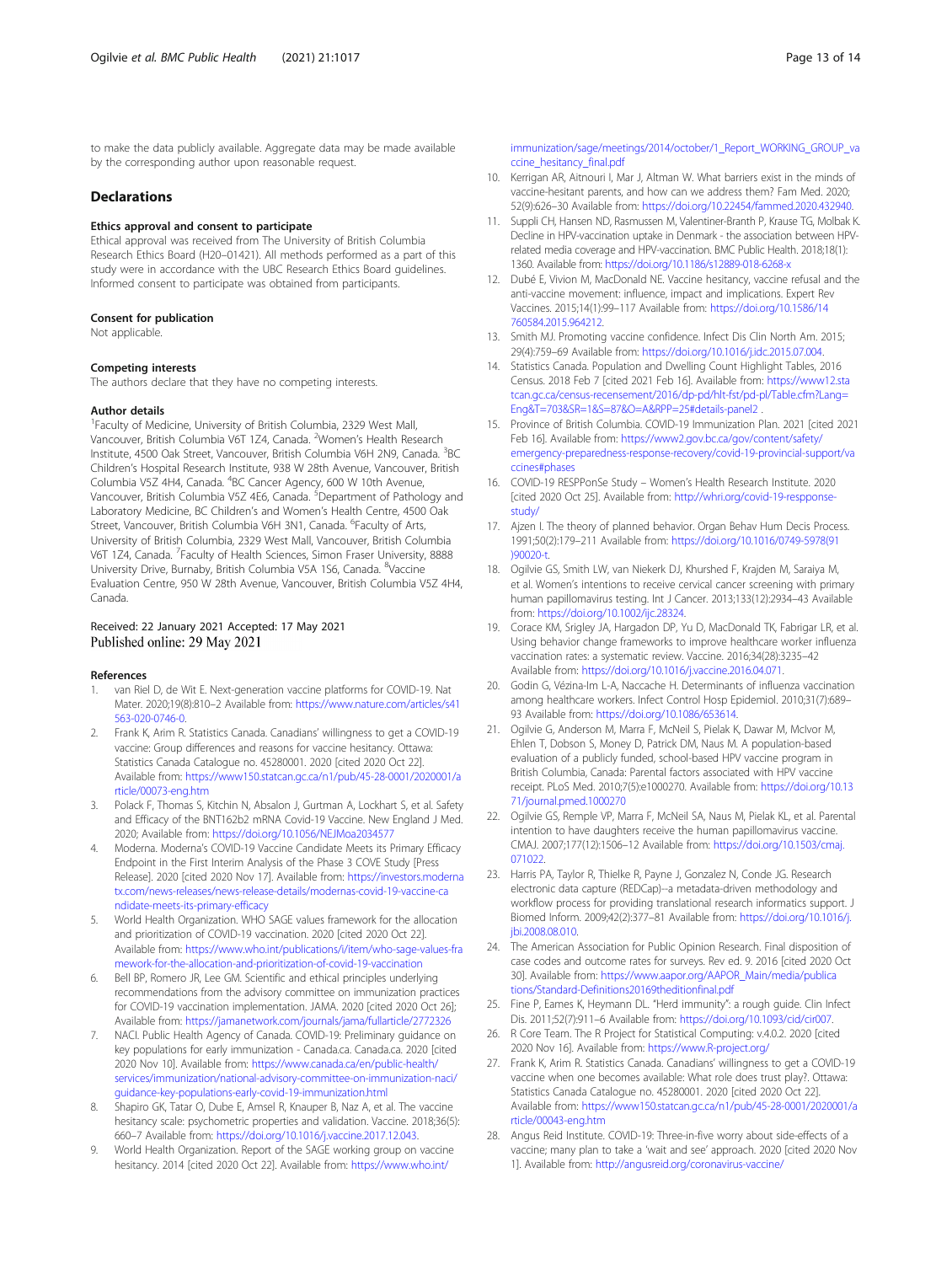to make the data publicly available. Aggregate data may be made available by the corresponding author upon reasonable request.

## Declarations

### Ethics approval and consent to participate

Ethical approval was received from The University of British Columbia Research Ethics Board (H20–01421). All methods performed as a part of this study were in accordance with the UBC Research Ethics Board guidelines. Informed consent to participate was obtained from participants.

### Consent for publication

Not applicable.

### Competing interests

The authors declare that they have no competing interests.

### Author details

[1]Faculty of Medicine, University of British Columbia, 2329 West Mall, Vancouver, British Columbia V6T 1Z4, Canada. [2]Women's Health Research Institute, 4500 Oak Street, Vancouver, British Columbia V6H 2N9, Canada. [3]BC Children's Hospital Research Institute, 938 W 28th Avenue, Vancouver, British Columbia V5Z 4H4, Canada. [4]BC Cancer Agency, 600 W 10th Avenue, Vancouver, British Columbia V5Z 4E6, Canada. [5]Department of Pathology and Laboratory Medicine, BC Children's and Women's Health Centre, 4500 Oak Street, Vancouver, British Columbia V6H 3N1, Canada. [6]Faculty of Arts, University of British Columbia, 2329 West Mall, Vancouver, British Columbia V6T 1Z4, Canada. [7]Faculty of Health Sciences, Simon Fraser University, 8888 University Drive, Burnaby, British Columbia V5A 1S6, Canada. [8]Vaccine Evaluation Centre, 950 W 28th Avenue, Vancouver, British Columbia V5Z 4H4, Canada.

Received: 22 January 2021 Accepted: 17 May 2021
Published online: 29 May 2021

### References

1. van Riel D, de Wit E. Next-generation vaccine platforms for COVID-19. Nat Mater. 2020;19(8):810–2 Available from: https://www.nature.com/articles/s41563-020-0746-0.
2. Frank K, Arim R. Statistics Canada. Canadians' willingness to get a COVID-19 vaccine: Group differences and reasons for vaccine hesitancy. Ottawa: Statistics Canada Catalogue no. 45280001. 2020 [cited 2020 Oct 22]. Available from: https://www150.statcan.gc.ca/n1/pub/45-28-0001/2020001/article/00073-eng.htm
3. Polack F, Thomas S, Kitchin N, Absalon J, Gurtman A, Lockhart S, et al. Safety and Efficacy of the BNT162b2 mRNA Covid-19 Vaccine. New England J Med. 2020; Available from: https://doi.org/10.1056/NEJMoa2034577
4. Moderna. Moderna's COVID-19 Vaccine Candidate Meets its Primary Efficacy Endpoint in the First Interim Analysis of the Phase 3 COVE Study [Press Release]. 2020 [cited 2020 Nov 17]. Available from: https://investors.modernatx.com/news-releases/news-release-details/modernas-covid-19-vaccine-candidate-meets-its-primary-efficacy
5. World Health Organization. WHO SAGE values framework for the allocation and prioritization of COVID-19 vaccination. 2020 [cited 2020 Oct 22]. Available from: https://www.who.int/publications/i/item/who-sage-values-framework-for-the-allocation-and-prioritization-of-covid-19-vaccination
6. Bell BP, Romero JR, Lee GM. Scientific and ethical principles underlying recommendations from the advisory committee on immunization practices for COVID-19 vaccination implementation. JAMA. 2020 [cited 2020 Oct 26]; Available from: https://jamanetwork.com/journals/jama/fullarticle/2772326
7. NACI. Public Health Agency of Canada. COVID-19: Preliminary guidance on key populations for early immunization - Canada.ca. Canada.ca. 2020 [cited 2020 Nov 10]. Available from: https://www.canada.ca/en/public-health/services/immunization/national-advisory-committee-on-immunization-naci/guidance-key-populations-early-covid-19-immunization.html
8. Shapiro GK, Tatar O, Dube E, Amsel R, Knauper B, Naz A, et al. The vaccine hesitancy scale: psychometric properties and validation. Vaccine. 2018;36(5):660–7 Available from: https://doi.org/10.1016/j.vaccine.2017.12.043.
9. World Health Organization. Report of the SAGE working group on vaccine hesitancy. 2014 [cited 2020 Oct 22]. Available from: https://www.who.int/immunization/sage/meetings/2014/october/1_Report_WORKING_GROUP_vaccine_hesitancy_final.pdf
10. Kerrigan AR, Aitnouri I, Mar J, Altman W. What barriers exist in the minds of vaccine-hesitant parents, and how can we address them? Fam Med. 2020;52(9):626–30 Available from: https://doi.org/10.22454/fammed.2020.432940.
11. Suppli CH, Hansen ND, Rasmussen M, Valentiner-Branth P, Krause TG, Molbak K. Decline in HPV-vaccination uptake in Denmark - the association between HPV-related media coverage and HPV-vaccination. BMC Public Health. 2018;18(1):1360. Available from: https://doi.org/10.1186/s12889-018-6268-x
12. Dubé E, Vivion M, MacDonald NE. Vaccine hesitancy, vaccine refusal and the anti-vaccine movement: influence, impact and implications. Expert Rev Vaccines. 2015;14(1):99–117 Available from: https://doi.org/10.1586/14760584.2015.964212.
13. Smith MJ. Promoting vaccine confidence. Infect Dis Clin North Am. 2015;29(4):759–69 Available from: https://doi.org/10.1016/j.idc.2015.07.004.
14. Statistics Canada. Population and Dwelling Count Highlight Tables, 2016 Census. 2018 Feb 7 [cited 2021 Feb 16]. Available from: https://www12.statcan.gc.ca/census-recensement/2016/dp-pd/hlt-fst/pd-pl/Table.cfm?Lang=Eng&T=703&SR=1&S=87&O=A&RPP=25#details-panel2 .
15. Province of British Columbia. COVID-19 Immunization Plan. 2021 [cited 2021 Feb 16]. Available from: https://www2.gov.bc.ca/gov/content/safety/emergency-preparedness-response-recovery/covid-19-provincial-support/vaccines#phases
16. COVID-19 RESPPonSe Study – Women's Health Research Institute. 2020 [cited 2020 Oct 25]. Available from: http://whri.org/covid-19-resspponse-study/
17. Ajzen I. The theory of planned behavior. Organ Behav Hum Decis Process. 1991;50(2):179–211 Available from: https://doi.org/10.1016/0749-5978(91)90020-t.
18. Ogilvie GS, Smith LW, van Niekerk DJ, Khurshed F, Krajden M, Saraiya M, et al. Women's intentions to receive cervical cancer screening with primary human papillomavirus testing. Int J Cancer. 2013;133(12):2934–43 Available from: https://doi.org/10.1002/ijc.28324.
19. Corace KM, Srigley JA, Hargadon DP, Yu D, MacDonald TK, Fabrigar LR, et al. Using behavior change frameworks to improve healthcare worker influenza vaccination rates: a systematic review. Vaccine. 2016;34(28):3235–42 Available from: https://doi.org/10.1016/j.vaccine.2016.04.071.
20. Godin G, Vézina-Im L-A, Naccache H. Determinants of influenza vaccination among healthcare workers. Infect Control Hosp Epidemiol. 2010;31(7):689–93 Available from: https://doi.org/10.1086/653614.
21. Ogilvie G, Anderson M, Marra F, McNeil S, Pielak K, Dawar M, McIvor M, Ehlen T, Dobson S, Money D, Patrick DM, Naus M. A population-based evaluation of a publicly funded, school-based HPV vaccine program in British Columbia, Canada: Parental factors associated with HPV vaccine receipt. PLoS Med. 2010;7(5):e1000270. Available from: https://doi.org/10.1371/journal.pmed.1000270
22. Ogilvie GS, Remple VP, Marra F, McNeil SA, Naus M, Pielak KL, et al. Parental intention to have daughters receive the human papillomavirus vaccine. CMAJ. 2007;177(12):1506–12 Available from: https://doi.org/10.1503/cmaj.071022.
23. Harris PA, Taylor R, Thielke R, Payne J, Gonzalez N, Conde JG. Research electronic data capture (REDCap)--a metadata-driven methodology and workflow process for providing translational research informatics support. J Biomed Inform. 2009;42(2):377–81 Available from: https://doi.org/10.1016/j.jbi.2008.08.010.
24. The American Association for Public Opinion Research. Final disposition of case codes and outcome rates for surveys. Rev ed. 9. 2016 [cited 2020 Oct 30]. Available from: https://www.aapor.org/AAPOR_Main/media/publications/Standard-Definitions20169theditionfinal.pdf
25. Fine P, Eames K, Heymann DL. "Herd immunity": a rough guide. Clin Infect Dis. 2011;52(7):911–6 Available from: https://doi.org/10.1093/cid/cir007.
26. R Core Team. The R Project for Statistical Computing: v.4.0.2. 2020 [cited 2020 Nov 16]. Available from: https://www.R-project.org/
27. Frank K, Arim R. Statistics Canada. Canadians' willingness to get a COVID-19 vaccine when one becomes available: What role does trust play?. Ottawa: Statistics Canada Catalogue no. 45280001. 2020 [cited 2020 Oct 22]. Available from: https://www150.statcan.gc.ca/n1/pub/45-28-0001/2020001/article/00043-eng.htm
28. Angus Reid Institute. COVID-19: Three-in-five worry about side-effects of a vaccine; many plan to take a 'wait and see' approach. 2020 [cited 2020 Nov 1]. Available from: http://angusreid.org/coronavirus-vaccine/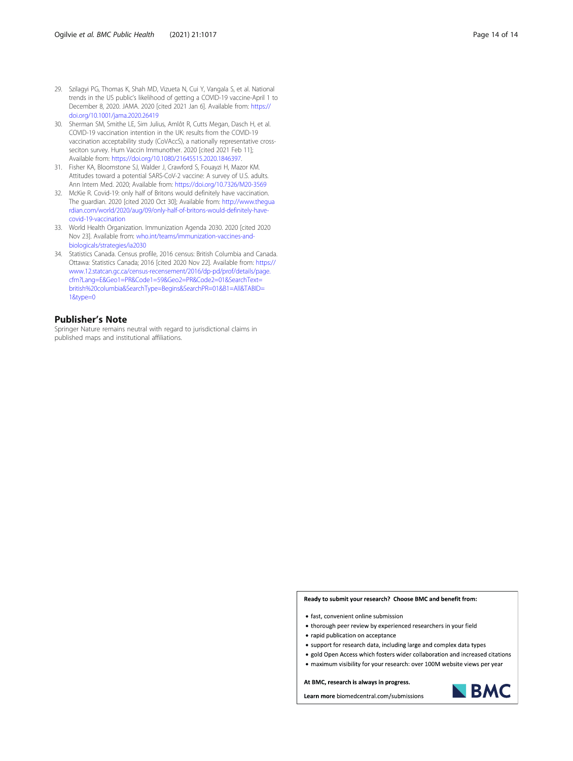29. Szilagyi PG, Thomas K, Shah MD, Vizueta N, Cui Y, Vangala S, et al. National trends in the US public's likelihood of getting a COVID-19 vaccine-April 1 to December 8, 2020. JAMA. 2020 [cited 2021 Jan 6]. Available from: https://doi.org/10.1001/jama.2020.26419
30. Sherman SM, Smithe LE, Sim Julius, Amlôt R, Cutts Megan, Dasch H, et al. COVID-19 vaccination intention in the UK: results from the COVID-19 vaccination acceptability study (CoVAccS), a nationally representative cross-seciton survey. Hum Vaccin Immunother. 2020 [cited 2021 Feb 11]; Available from: https://doi.org/10.1080/21645515.2020.1846397.
31. Fisher KA, Bloomstone SJ, Walder J, Crawford S, Fouayzi H, Mazor KM. Attitudes toward a potential SARS-CoV-2 vaccine: A survey of U.S. adults. Ann Intern Med. 2020; Available from: https://doi.org/10.7326/M20-3569
32. McKie R. Covid-19: only half of Britons would definitely have vaccination. The guardian. 2020 [cited 2020 Oct 30]; Available from: http://www.theguardian.com/world/2020/aug/09/only-half-of-britons-would-definitely-have-covid-19-vaccination
33. World Health Organization. Immunization Agenda 2030. 2020 [cited 2020 Nov 23]. Available from: who.int/teams/immunization-vaccines-and-biologicals/strategies/ia2030
34. Statistics Canada. Census profile, 2016 census: British Columbia and Canada. Ottawa: Statistics Canada; 2016 [cited 2020 Nov 22]. Available from: https://www.12.statcan.gc.ca/census-recensement/2016/dp-pd/prof/details/page.cfm?Lang=E&Geo1=PR&Code1=59&Geo2=PR&Code2=01&SearchText=british%20columbia&SearchType=Begins&SearchPR=01&B1=All&TABID=1&type=0

## Publisher's Note

Springer Nature remains neutral with regard to jurisdictional claims in published maps and institutional affiliations.

**Ready to submit your research? Choose BMC and benefit from:**

- fast, convenient online submission
- thorough peer review by experienced researchers in your field
- rapid publication on acceptance
- support for research data, including large and complex data types
- gold Open Access which fosters wider collaboration and increased citations
- maximum visibility for your research: over 100M website views per year

**At BMC, research is always in progress.**

**Learn more** biomedcentral.com/submissions

BMC